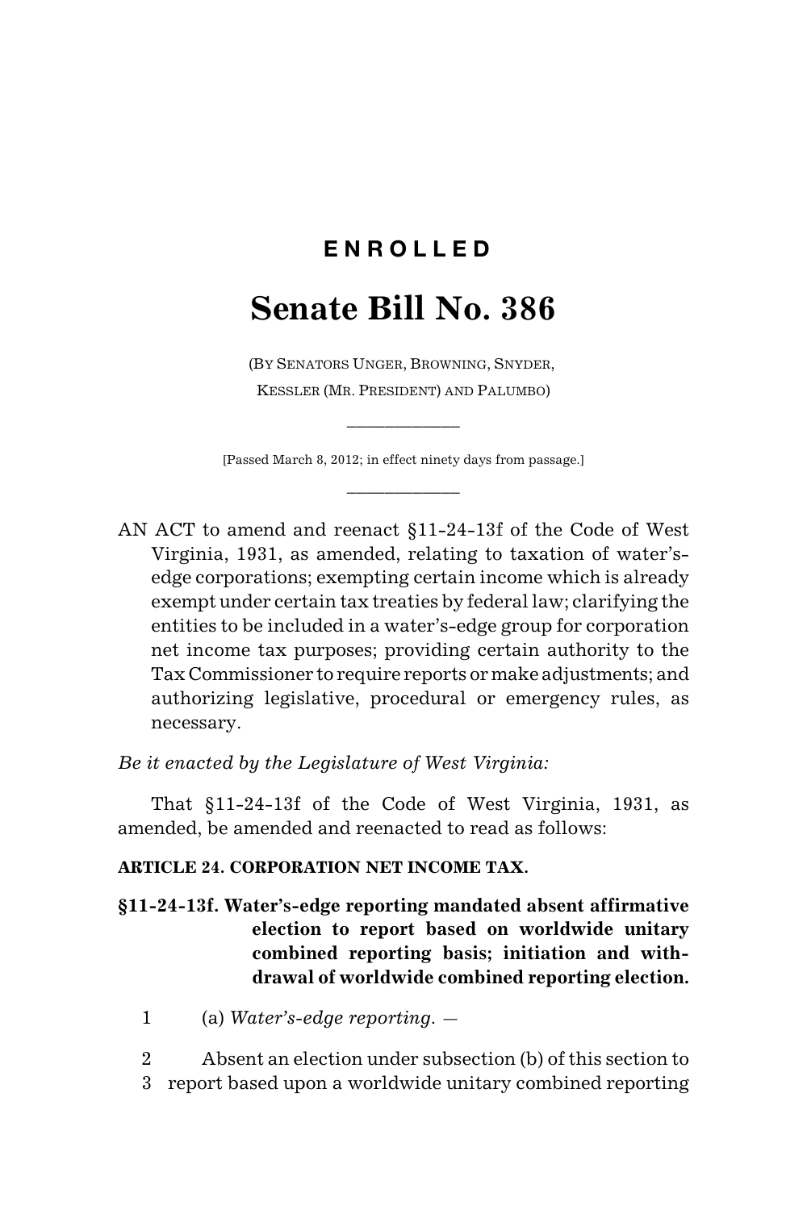# ENROLLED

# Senate Bill No. 386

(BY SENATORS UNGER, BROWNING, SNYDER, KESSLER (MR. PRESIDENT) AND PALUMBO)

[Passed March 8, 2012; in effect ninety days from passage.]

AN ACT to amend and reenact §11-24-13f of the Code of West Virginia, 1931, as amended, relating to taxation of water's-edge corporations; exempting certain income which is already exempt under certain tax treaties by federal law; clarifying the entities to be included in a water's-edge group for corporation net income tax purposes; providing certain authority to the Tax Commissioner to require reports or make adjustments; and authorizing legislative, procedural or emergency rules, as necessary.

*Be it enacted by the Legislature of West Virginia:*

That §11-24-13f of the Code of West Virginia, 1931, as amended, be amended and reenacted to read as follows:

**ARTICLE 24. CORPORATION NET INCOME TAX.**

**§11-24-13f. Water's-edge reporting mandated absent affirmative election to report based on worldwide unitary combined reporting basis; initiation and withdrawal of worldwide combined reporting election.**

1 (a) *Water's-edge reporting.* —

2 Absent an election under subsection (b) of this section to
3 report based upon a worldwide unitary combined reporting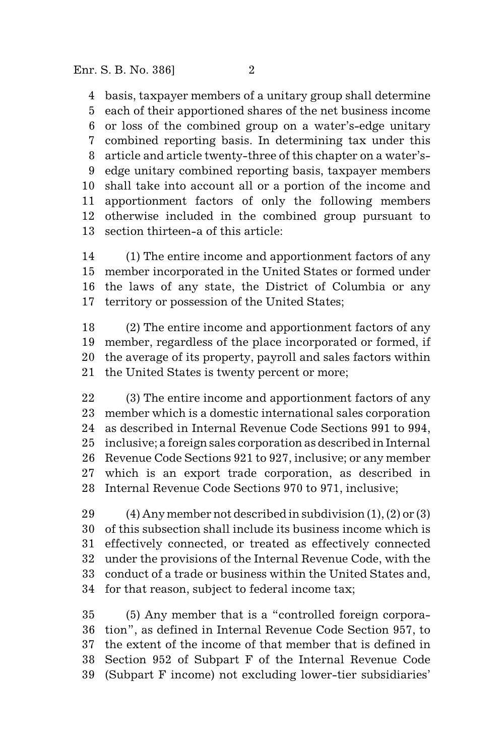basis, taxpayer members of a unitary group shall determine each of their apportioned shares of the net business income or loss of the combined group on a water's-edge unitary combined reporting basis. In determining tax under this article and article twenty-three of this chapter on a water's-edge unitary combined reporting basis, taxpayer members shall take into account all or a portion of the income and apportionment factors of only the following members otherwise included in the combined group pursuant to section thirteen-a of this article:

(1) The entire income and apportionment factors of any member incorporated in the United States or formed under the laws of any state, the District of Columbia or any territory or possession of the United States;

(2) The entire income and apportionment factors of any member, regardless of the place incorporated or formed, if the average of its property, payroll and sales factors within the United States is twenty percent or more;

(3) The entire income and apportionment factors of any member which is a domestic international sales corporation as described in Internal Revenue Code Sections 991 to 994, inclusive; a foreign sales corporation as described in Internal Revenue Code Sections 921 to 927, inclusive; or any member which is an export trade corporation, as described in Internal Revenue Code Sections 970 to 971, inclusive;

(4) Any member not described in subdivision (1), (2) or (3) of this subsection shall include its business income which is effectively connected, or treated as effectively connected under the provisions of the Internal Revenue Code, with the conduct of a trade or business within the United States and, for that reason, subject to federal income tax;

(5) Any member that is a "controlled foreign corporation", as defined in Internal Revenue Code Section 957, to the extent of the income of that member that is defined in Section 952 of Subpart F of the Internal Revenue Code (Subpart F income) not excluding lower-tier subsidiaries'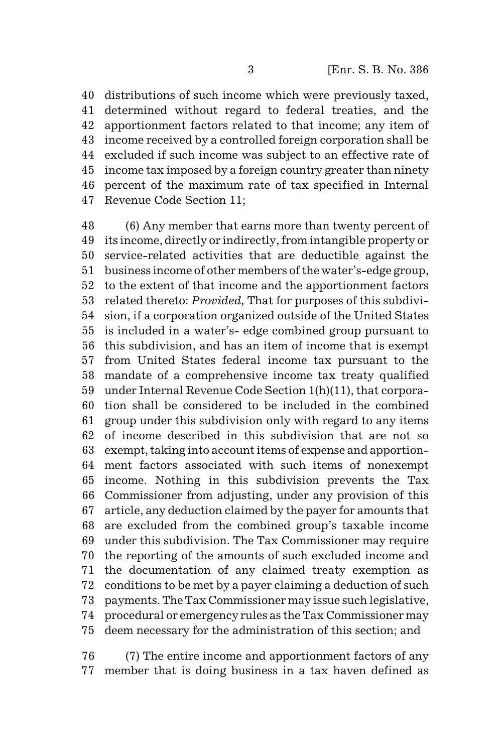distributions of such income which were previously taxed, determined without regard to federal treaties, and the apportionment factors related to that income; any item of income received by a controlled foreign corporation shall be excluded if such income was subject to an effective rate of income tax imposed by a foreign country greater than ninety percent of the maximum rate of tax specified in Internal Revenue Code Section 11;

(6) Any member that earns more than twenty percent of its income, directly or indirectly, from intangible property or service-related activities that are deductible against the business income of other members of the water's-edge group, to the extent of that income and the apportionment factors related thereto: *Provided,* That for purposes of this subdivision, if a corporation organized outside of the United States is included in a water's- edge combined group pursuant to this subdivision, and has an item of income that is exempt from United States federal income tax pursuant to the mandate of a comprehensive income tax treaty qualified under Internal Revenue Code Section 1(h)(11), that corporation shall be considered to be included in the combined group under this subdivision only with regard to any items of income described in this subdivision that are not so exempt, taking into account items of expense and apportionment factors associated with such items of nonexempt income. Nothing in this subdivision prevents the Tax Commissioner from adjusting, under any provision of this article, any deduction claimed by the payer for amounts that are excluded from the combined group's taxable income under this subdivision. The Tax Commissioner may require the reporting of the amounts of such excluded income and the documentation of any claimed treaty exemption as conditions to be met by a payer claiming a deduction of such payments. The Tax Commissioner may issue such legislative, procedural or emergency rules as the Tax Commissioner may deem necessary for the administration of this section; and

(7) The entire income and apportionment factors of any member that is doing business in a tax haven defined as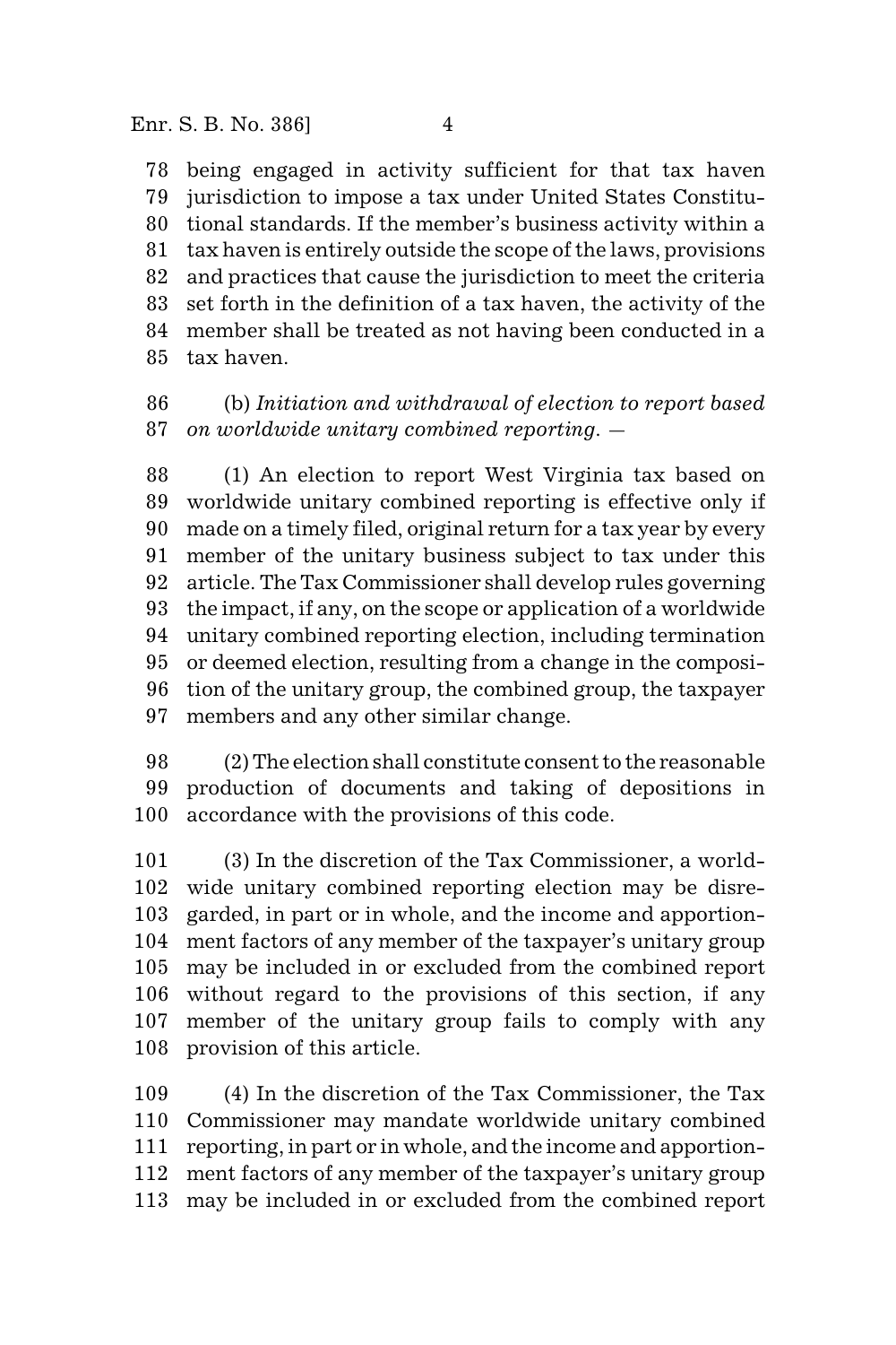being engaged in activity sufficient for that tax haven jurisdiction to impose a tax under United States Constitutional standards. If the member's business activity within a tax haven is entirely outside the scope of the laws, provisions and practices that cause the jurisdiction to meet the criteria set forth in the definition of a tax haven, the activity of the member shall be treated as not having been conducted in a tax haven.

(b) *Initiation and withdrawal of election to report based on worldwide unitary combined reporting. —*

(1) An election to report West Virginia tax based on worldwide unitary combined reporting is effective only if made on a timely filed, original return for a tax year by every member of the unitary business subject to tax under this article. The Tax Commissioner shall develop rules governing the impact, if any, on the scope or application of a worldwide unitary combined reporting election, including termination or deemed election, resulting from a change in the composition of the unitary group, the combined group, the taxpayer members and any other similar change.

(2) The election shall constitute consent to the reasonable production of documents and taking of depositions in accordance with the provisions of this code.

(3) In the discretion of the Tax Commissioner, a worldwide unitary combined reporting election may be disregarded, in part or in whole, and the income and apportionment factors of any member of the taxpayer's unitary group may be included in or excluded from the combined report without regard to the provisions of this section, if any member of the unitary group fails to comply with any provision of this article.

(4) In the discretion of the Tax Commissioner, the Tax Commissioner may mandate worldwide unitary combined reporting, in part or in whole, and the income and apportionment factors of any member of the taxpayer's unitary group may be included in or excluded from the combined report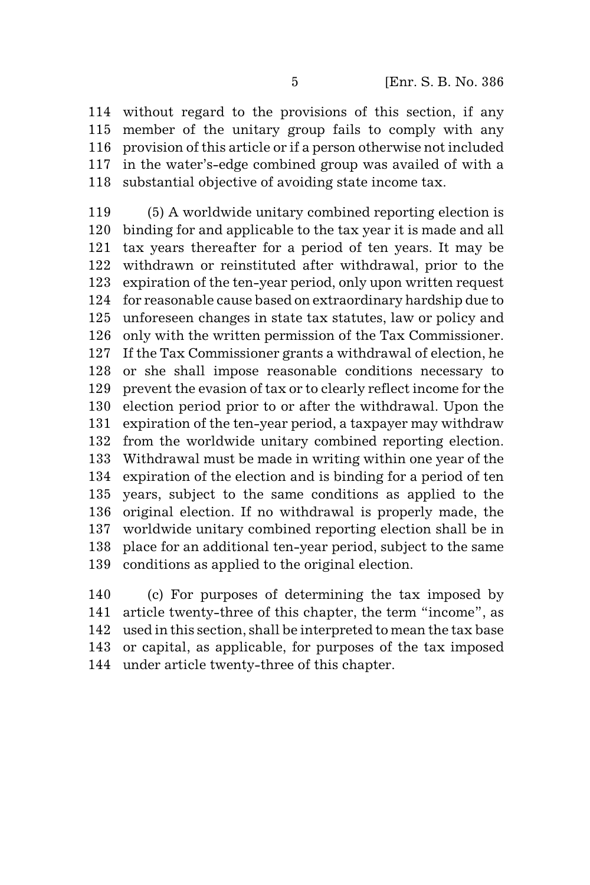without regard to the provisions of this section, if any member of the unitary group fails to comply with any provision of this article or if a person otherwise not included in the water's-edge combined group was availed of with a substantial objective of avoiding state income tax.

(5) A worldwide unitary combined reporting election is binding for and applicable to the tax year it is made and all tax years thereafter for a period of ten years. It may be withdrawn or reinstituted after withdrawal, prior to the expiration of the ten-year period, only upon written request for reasonable cause based on extraordinary hardship due to unforeseen changes in state tax statutes, law or policy and only with the written permission of the Tax Commissioner. If the Tax Commissioner grants a withdrawal of election, he or she shall impose reasonable conditions necessary to prevent the evasion of tax or to clearly reflect income for the election period prior to or after the withdrawal. Upon the expiration of the ten-year period, a taxpayer may withdraw from the worldwide unitary combined reporting election. Withdrawal must be made in writing within one year of the expiration of the election and is binding for a period of ten years, subject to the same conditions as applied to the original election. If no withdrawal is properly made, the worldwide unitary combined reporting election shall be in place for an additional ten-year period, subject to the same conditions as applied to the original election.

(c) For purposes of determining the tax imposed by article twenty-three of this chapter, the term "income", as used in this section, shall be interpreted to mean the tax base or capital, as applicable, for purposes of the tax imposed under article twenty-three of this chapter.